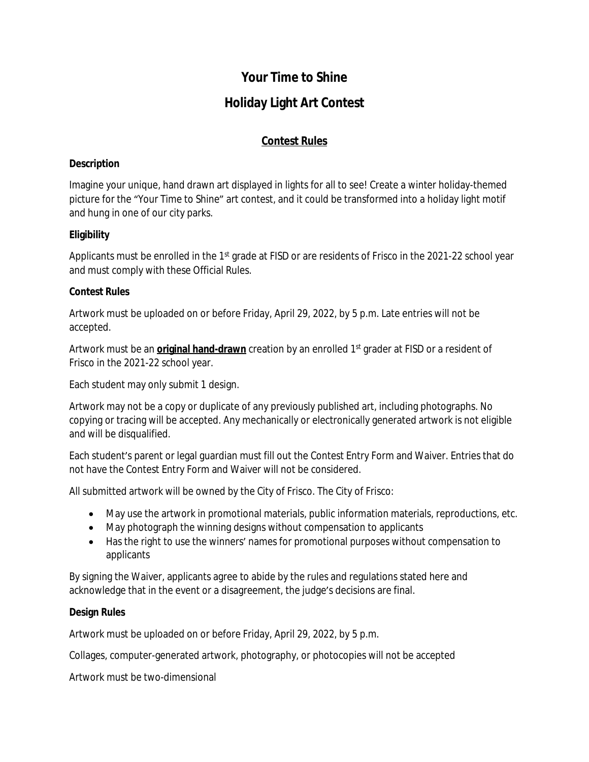# Your Time to Shine

# Holiday Light Art Contest

## Contest Rules

**Description**

Imagine your unique, hand drawn art displayed in lights for all to see! Create a winter holiday-themed picture for the "Your Time to Shine" art contest, and it could be transformed into a holiday light motif and hung in one of our city parks.

**Eligibility**

Applicants must be enrolled in the 1st grade at FISD or are residents of Frisco in the 2021-22 school year and must comply with these Official Rules.

**Contest Rules**

Artwork must be uploaded on or before Friday, April 29, 2022, by 5 p.m. Late entries will not be accepted.

Artwork must be an **original hand-drawn** creation by an enrolled 1st grader at FISD or a resident of Frisco in the 2021-22 school year.

Each student may only submit 1 design.

Artwork may not be a copy or duplicate of any previously published art, including photographs. No copying or tracing will be accepted. Any mechanically or electronically generated artwork is not eligible and will be disqualified.

Each student's parent or legal guardian must fill out the Contest Entry Form and Waiver. Entries that do not have the Contest Entry Form and Waiver will not be considered.

All submitted artwork will be owned by the City of Frisco. The City of Frisco:

- May use the artwork in promotional materials, public information materials, reproductions, etc.
- May photograph the winning designs without compensation to applicants
- Has the right to use the winners' names for promotional purposes without compensation to applicants

By signing the Waiver, applicants agree to abide by the rules and regulations stated here and acknowledge that in the event or a disagreement, the judge's decisions are final.

**Design Rules**

Artwork must be uploaded on or before Friday, April 29, 2022, by 5 p.m.

Collages, computer-generated artwork, photography, or photocopies will not be accepted

Artwork must be two-dimensional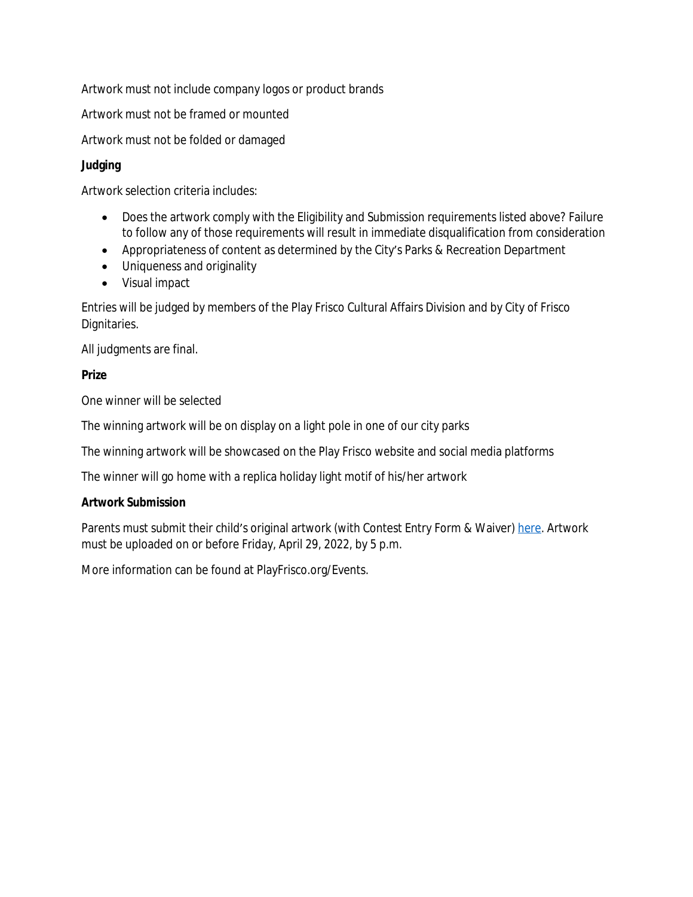Artwork must not include company logos or product brands

Artwork must not be framed or mounted

Artwork must not be folded or damaged

**Judging**

Artwork selection criteria includes:

- Does the artwork comply with the Eligibility and Submission requirements listed above? Failure to follow any of those requirements will result in immediate disqualification from consideration
- Appropriateness of content as determined by the City's Parks & Recreation Department
- Uniqueness and originality
- Visual impact

Entries will be judged by members of the Play Frisco Cultural Affairs Division and by City of Frisco Dignitaries.

All judgments are final.

**Prize**

One winner will be selected

The winning artwork will be on display on a light pole in one of our city parks

The winning artwork will be showcased on the Play Frisco website and social media platforms

The winner will go home with a replica holiday light motif of his/her artwork

**Artwork Submission**

Parents must submit their child's original artwork (with Contest Entry Form & Waiver) here. Artwork must be uploaded on or before Friday, April 29, 2022, by 5 p.m.

More information can be found at PlayFrisco.org/Events.